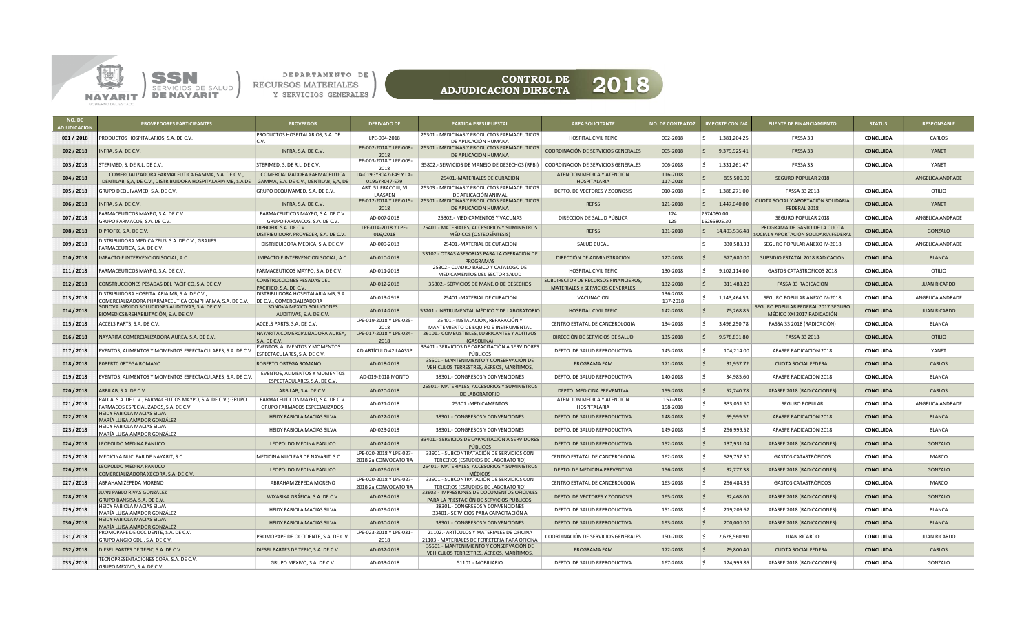SSN SERVICIOS DE SALUD DE NAYARIT

DEPARTAMENTO DE RECURSOS MATERIALES Y SERVICIOS GENERALES

# CONTROL DE ADJUDICACION DIRECTA 2018

| NO. DE ADJUDICACION | PROVEEDORES PARTICIPANTES | PROVEEDOR | DERIVADO DE | PARTIDA PRESUPUESTAL | AREA SOLICITANTE | NO. DE CONTRATO2 | IMPORTE CON IVA | FUENTE DE FINANCIAMIENTO | STATUS | RESPONSABLE |
|---|---|---|---|---|---|---|---|---|---|---|
| 001 / 2018 | PRODUCTOS HOSPITALARIOS, S.A. DE C.V. | PRODUCTOS HOSPITALARIOS, S.A. DE C.V. | LPE-004-2018 | 25301.- MEDICINAS Y PRODUCTOS FARMACEUTICOS DE APLICACIÓN HUMANA | HOSPITAL CIVIL TEPIC | 002-2018 | $ 1,381,204.25 | FASSA 33 | CONCLUIDA | CARLOS |
| 002 / 2018 | INFRA, S.A. DE C.V. | INFRA, S.A. DE C.V. | LPE-002-2018 Y LPE-008-2018 | 25301.- MEDICINAS Y PRODUCTOS FARMACEUTICOS DE APLICACIÓN HUMANA | COORDINACIÓN DE SERVICIOS GENERALES | 005-2018 | $ 9,379,925.41 | FASSA 33 | CONCLUIDA | YANET |
| 003 / 2018 | STERIMED, S. DE R.L. DE C.V. | STERIMED, S. DE R.L. DE C.V. | LPE-003-2018 Y LPE-009-2018 | 35802.- SERVICIOS DE MANEJO DE DESECHOS (RPBI) | COORDINACIÓN DE SERVICIOS GENERALES | 006-2018 | $ 1,331,261.47 | FASSA 33 | CONCLUIDA | YANET |
| 004 / 2018 | COMERCIALIZADORA FARMACEUTICA GAMMA, S.A. DE C.V., DENTILAB, S.A, DE C.V., DISTRIBUIDORA HOSPITALARIA MB, S.A DE | COMERCIALIZADORA FARMACEUTICA GAMMA, S.A. DE C.V., DENTILAB, S.A, DE | LA-019GYR047-E49 Y LA-019GYR047-E79 | 25401.-MATERIALES DE CURACION | ATENCION MEDICA Y ATENCION HOSPITALARIA | 116-2018 117-2018 | $ 895,500.00 | SEGURO POPULAR 2018 | | ANGELICA ANDRADE |
| 005 / 2018 | GRUPO DEQUIVAMED, S.A. DE C.V. | GRUPO DEQUIVAMED, S.A. DE C.V. | ART. 51 FRACC III, VI LAASAEN | 25303.- MEDICINAS Y PRODUCTOS FARMACEUTICOS DE APLICACIÓN ANIMAL | DEPTO. DE VECTORES Y ZOONOSIS | 010-2018 | $ 1,388,271.00 | FASSA 33 2018 | CONCLUIDA | OTILIO |
| 006 / 2018 | INFRA, S.A. DE C.V. | INFRA, S.A. DE C.V. | LPE-012-2018 Y LPE-015-2018 | 25301.- MEDICINAS Y PRODUCTOS FARMACEUTICOS DE APLICACIÓN HUMANA | REPSS | 121-2018 | $ 1,447,040.00 | CUOTA SOCIAL Y APORTACIÓN SOLIDARIA FEDERAL 2018 | CONCLUIDA | YANET |
| 007 / 2018 | FARMACEUTICOS MAYPO, S.A. DE C.V. GRUPO FARMACOS, S.A. DE C.V. | FARMACEUTICOS MAYPO, S.A. DE C.V. GRUPO FARMACOS, S.A. DE C.V. | AD-007-2018 | 25302.- MEDICAMENTOS Y VACUNAS | DIRECCIÓN DE SALUD PÚBLICA | 124 125 | 2574080.00 16265805.30 | SEGURO POPULAR 2018 | CONCLUIDA | ANGELICA ANDRADE |
| 008 / 2018 | DIPROFIX, S.A. DE C.V. | DIPROFIX, S.A. DE C.V. DISTRIBUIDORA PROVECER, S.A. DE C.V. | LPE-014-2018 Y LPE-016/2018 | 25401.- MATERIALES, ACCESORIOS Y SUMINISTROS MÉDICOS (OSTEOSÍNTESIS) | REPSS | 131-2018 | $ 14,493,536.48 | PROGRAMA DE GASTO DE LA CUOTA SOCIAL Y APORTACIÓN SOLIDARIA FEDERAL | CONCLUIDA | GONZALO |
| 009 / 2018 | DISTRIBUIDORA MEDICA ZEUS, S.A. DE C.V.; GRAJES FARMACEUTICA, S.A. DE C.V. | DISTRIBUIDORA MEDICA, S.A. DE C.V. | AD-009-2018 | 25401.-MATERIAL DE CURACION | SALUD BUCAL | | $ 330,583.33 | SEGURO POPULAR ANEXO IV-2018 | CONCLUIDA | ANGELICA ANDRADE |
| 010 / 2018 | IMPACTO E INTERVENCION SOCIAL, A.C. | IMPACTO E INTERVENCION SOCIAL, A.C. | AD-010-2018 | 33102.- OTRAS ASESORIAS PARA LA OPERACIÓN DE PROGRAMAS | DIRECCIÓN DE ADMINISTRACIÓN | 127-2018 | $ 577,680.00 | SUBSIDIO ESTATAL 2018 RADICACIÓN | CONCLUIDA | BLANCA |
| 011 / 2018 | FARMACEUTICOS MAYPO, S.A. DE C.V. | FARMACEUTICOS MAYPO, S.A. DE C.V. | AD-011-2018 | 25302.- CUADRO BÁSICO Y CATALOGO DE MEDICAMENTOS DEL SECTOR SALUD | HOSPITAL CIVIL TEPIC | 130-2018 | $ 9,102,114.00 | GASTOS CATASTROFICOS 2018 | CONCLUIDA | OTILIO |
| 012 / 2018 | CONSTRUCCIONES PESADAS DEL PACIFICO, S.A. DE C.V. | CONSTRUCCIONES PESADAS DEL PACIFICO, S.A. DE C.V. | AD-012-2018 | 35802.- SERVICIOS DE MANEJO DE DESECHOS | SUBDIRECTOR DE RECURSOS FINANCIEROS, MATERIALES Y SERVICIOS GENERALES | 132-2018 | $ 311,483.20 | FASSA 33 RADICACION | CONCLUIDA | JUAN RICARDO |
| 013 / 2018 | DISTRIBUIDORA HOSPITALARIA MB, S.A. DE C.V., COMERCIALIZADORA PHARMACEUTICA COMPHARMA, S.A. DE C.V., | DISTRIBUIDORA HOSPITALARIA MB, S.A. DE C.V., COMERCIALIZADORA | AD-013-2918 | 25401.-MATERIAL DE CURACION | VACUNACION | 136-2018 137-2018 | $ 1,143,464.53 | SEGURO POPULAR ANEXO IV-2018 | CONCLUIDA | ANGELICA ANDRADE |
| 014 / 2018 | SONOVA MEXICO SOLUCIONES AUDITIVAS, S.A. DE C.V. BIOMEDICS&REHABILITACIÓN, S.A. DE C.V. | SONOVA MEXICO SOLUCIONES AUDITIVAS, S.A. DE C.V. | AD-014-2018 | 53201.- INSTRUMENTAL MÉDICO Y DE LABORATORIO | HOSPITAL CIVIL TEPIC | 142-2018 | $ 75,268.85 | SEGURO POPULAR FEDERAL 2017 SEGURO MÉDICO XXI 2017 RADICACIÓN | CONCLUIDA | JUAN RICARDO |
| 015 / 2018 | ACCELS PARTS, S.A. DE C.V. | ACCELS PARTS, S.A. DE C.V. | LPE-019-2018 Y LPE-025-2018 | 35401.- INSTALACIÓN, REPARACIÓN Y MANTENIMIENTO DE EQUIPO E INSTRUMENTAL | CENTRO ESTATAL DE CANCEROLOGIA | 134-2018 | $ 3,496,250.78 | FASSA 33 2018 (RADICACIÓN) | CONCLUIDA | BLANCA |
| 016 / 2018 | NAYARITA COMERCIALIZADORA AUREA, S.A. DE C.V. | NAYARITA COMERCIALIZADORA AUREA, S.A. DE C.V. | LPE-017-2018 Y LPE-024-2018 | 26101.- COMBUSTIBLES, LUBRICANTES Y ADITIVOS (GASOLINA) | DIRECCIÓN DE SERVICIOS DE SALUD | 135-2018 | $ 9,578,831.80 | FASSA 33 2018 | CONCLUIDA | OTILIO |
| 017 / 2018 | EVENTOS, ALIMENTOS Y MOMENTOS ESPECTACULARES, S.A. DE C.V. | EVENTOS, ALIMENTOS Y MOMENTOS ESPECTACULARES, S.A. DE C.V. | AD ARTÍCULO 42 LAASSP | 33401.- SERVICIOS DE CAPACITACIÓN A SERVIDORES PÚBLICOS | DEPTO. DE SALUD REPRODUCTIVA | 145-2018 | $ 104,214.00 | AFASPE RADICACION 2018 | CONCLUIDA | YANET |
| 018 / 2018 | ROBERT0 ORTEGA ROMANO | ROBERTO ORTEGA ROMANO | AD-018-2018 | 35501.- MANTENIMIENTO Y CONSERVACIÓN DE VEHICULOS TERRESTRES, ÁEREOS, MARÍTIMOS, | PROGRAMA FAM | 171-2018 | $ 31,957.72 | CUOTA SOCIAL FEDERAL | CONCLUIDA | CARLOS |
| 019 / 2018 | EVENTOS, ALIMENTOS Y MOMENTOS ESPECTACULARES, S.A. DE C.V. | EVENTOS, ALIMENTOS Y MOMENTOS ESPECTACULARES, S.A. DE C.V. | AD-019-2018 MONTO | 38301.- CONGRESOS Y CONVENCIONES | DEPTO. DE SALUD REPRODUCTIVA | 140-2018 | $ 34,985.60 | AFASPE RADICACION 2018 | CONCLUIDA | BLANCA |
| 020 / 2018 | ARBILAB, S.A. DE C.V. | ARBILAB, S.A. DE C.V. | AD-020-2018 | 25501.- MATERIALES, ACCESORIOS Y SUMINISTROS DE LABORATORIO | DEPTO. MEDICINA PREVENTIVA | 159-2018 | $ 52,740.78 | AFASPE 2018 (RADICACIONES) | CONCLUIDA | CARLOS |
| 021 / 2018 | RALCA, S.A. DE C.V.; FARMACEUTIOS MAYPO, S.A. DE C.V.; GRUPO FARMACOS ESPECIALIZADOS, S.A. DE C.V. | FARMACEUTICOS MAYPO, S.A. DE C.V. GRUPO FARMACOS ESPECIALIZADOS, | AD-021-2018 | 25301.-MEDICAMENTOS | ATENCION MEDICA Y ATENCION HOSPITALARIA | 157-208 158-2018 | $ 333,051.50 | SEGURO POPULAR | CONCLUIDA | ANGELICA ANDRADE |
| 022 / 2018 | HEIDY FABIOLA MACIAS SILVA MARÍA LUISA AMADOR GONZÁLEZ | HEIDY FABIOLA MACIAS SILVA | AD-022-2018 | 38301.- CONGRESOS Y CONVENCIONES | DEPTO. DE SALUD REPRODUCTIVA | 148-2018 | $ 69,999.52 | AFASPE RADICACION 2018 | CONCLUIDA | BLANCA |
| 023 / 2018 | HEIDY FABIOLA MACIAS SILVA MARÍA LUISA AMADOR GONZÁLEZ | HEIDY FABIOLA MACIAS SILVA | AD-023-2018 | 38301.- CONGRESOS Y CONVENCIONES | DEPTO. DE SALUD REPRODUCTIVA | 149-2018 | $ 256,999.52 | AFASPE RADICACION 2018 | CONCLUIDA | BLANCA |
| 024 / 2018 | LEOPOLDO MEDINA PANUCO | LEOPOLDO MEDINA PANUCO | AD-024-2018 | 33401.- SERVICIOS DE CAPACITACION A SERVIDORES PÚBLICOS | DEPTO. DE SALUD REPRODUCTIVA | 152-2018 | $ 137,931.04 | AFASPE 2018 (RADICACIONES) | CONCLUIDA | GONZALO |
| 025 / 2018 | MEDICINA NUCLEAR DE NAYARIT, S.C. | MEDICINA NUCLEAR DE NAYARIT, S.C. | LPE-020-2018 Y LPE-027-2018 2a CONVOCATORIA | 33901.- SUBCONTRATACIÓN DE SERVICIOS CON TERCEROS (ESTUDIOS DE LABORATORIO) | CENTRO ESTATAL DE CANCEROLOGIA | 162-2018 | $ 529,757.50 | GASTOS CATASTRÓFICOS | CONCLUIDA | MARCO |
| 026 / 2018 | LEOPOLDO MEDINA PANUCO COMERCIALIZADORA XECORA, S.A. DE C.V. | LEOPOLDO MEDINA PANUCO | AD-026-2018 | 25401.- MATERIALES, ACCESORIOS Y SUMINISTROS MÉDICOS | DEPTO. DE MEDICINA PREVENTIVA | 156-2018 | $ 32,777.38 | AFASPE 2018 (RADICACIONES) | CONCLUIDA | GONZALO |
| 027 / 2018 | ABRAHAM ZEPEDA MORENO | ABRAHAM ZEPEDA MORENO | LPE-020-2018 Y LPE-027-2018 2a CONVOCATORIA | 33901.- SUBCONTRATACIÓN DE SERVICIOS CON TERCEROS (ESTUDIOS DE LABORATORIO) | CENTRO ESTATAL DE CANCEROLOGIA | 163-2018 | $ 256,484.35 | GASTOS CATASTRÓFICOS | CONCLUIDA | MARCO |
| 028 / 2018 | JUAN PABLO RIVAS GONZÁLEZ GRUPO BANSISA, S.A. DE C.V. | WIXARIKA GRÁFICA, S.A. DE C.V. | AD-028-2018 | 33603.- IMPRESIONES DE DOCUMENTOS OFICIALES PARA LA PRESTACIÓN DE SERVICIOS PÚBLICOS, | DEPTO. DE VECTORES Y ZOONOSIS | 165-2018 | $ 92,468.00 | AFASPE 2018 (RADICACIONES) | CONCLUIDA | GONZALO |
| 029 / 2018 | HEIDY FABIOLA MACIAS SILVA MARÍA LUISA AMADOR GONZÁLEZ | HEIDY FABIOLA MACIAS SILVA | AD-029-2018 | 38301.- CONGRESOS Y CONVENCIONES 33401.- SERVICIOS PARA CAPACITACIÓN A | DEPTO. DE SALUD REPRODUCTIVA | 151-2018 | $ 219,209.67 | AFASPE 2018 (RADICACIONES) | CONCLUIDA | BLANCA |
| 030 / 2018 | HEIDY FABIOLA MACIAS SILVA MARÍA LUISA AMADOR GONZÁLEZ | HEIDY FABIOLA MACIAS SILVA | AD-030-2018 | 38301.- CONGRESOS Y CONVENCIONES | DEPTO. DE SALUD REPRODUCTIVA | 193-2018 | $ 200,000.00 | AFASPE 2018 (RADICACIONES) | CONCLUIDA | BLANCA |
| 031 / 2018 | PROMOPAPE DE OCCIDENTE, S.A. DE C.V. GRUPO ANGIO GDL., S.A. DE C.V. | PROMOPAPE DE OCCIDENTE, S.A. DE C.V. | LPE-023-2018 Y LPE-031-2018 | 21102.- ARTÍCULOS Y MATERIALES DE OFICINA 21103.- MATERIALES DE FERRETERIA PARA OFICINA | COORDINACIÓN DE SERVICIOS GENERALES | 150-2018 | $ 2,628,560.90 | JUAN RICARDO | CONCLUIDA | JUAN RICARDO |
| 032 / 2018 | DIESEL PARTES DE TEPIC, S.A. DE C.V. | DIESEL PARTES DE TEPIC, S.A. DE C.V. | AD-032-2018 | 35501.- MANTENIMIENTO Y CONSERVACIÓN DE VEHICULOS TERRESTRES, ÁEREOS, MARÍTIMOS, | PROGRAMA FAM | 172-2018 | $ 29,800.40 | CUOTA SOCIAL FEDERAL | CONCLUIDA | CARLOS |
| 033 / 2018 | TECNOPRESENTACIONES CORA, S.A. DE C.V. GRUPO MEXIVO, S.A. DE C.V. | GRUPO MEXIVO, S.A. DE C.V. | AD-033-2018 | 51101.- MOBILIARIO | DEPTO. DE SALUD REPRODUCTIVA | 167-2018 | $ 124,999.86 | AFASPE 2018 (RADICACIONES) | CONCLUIDA | GONZALO |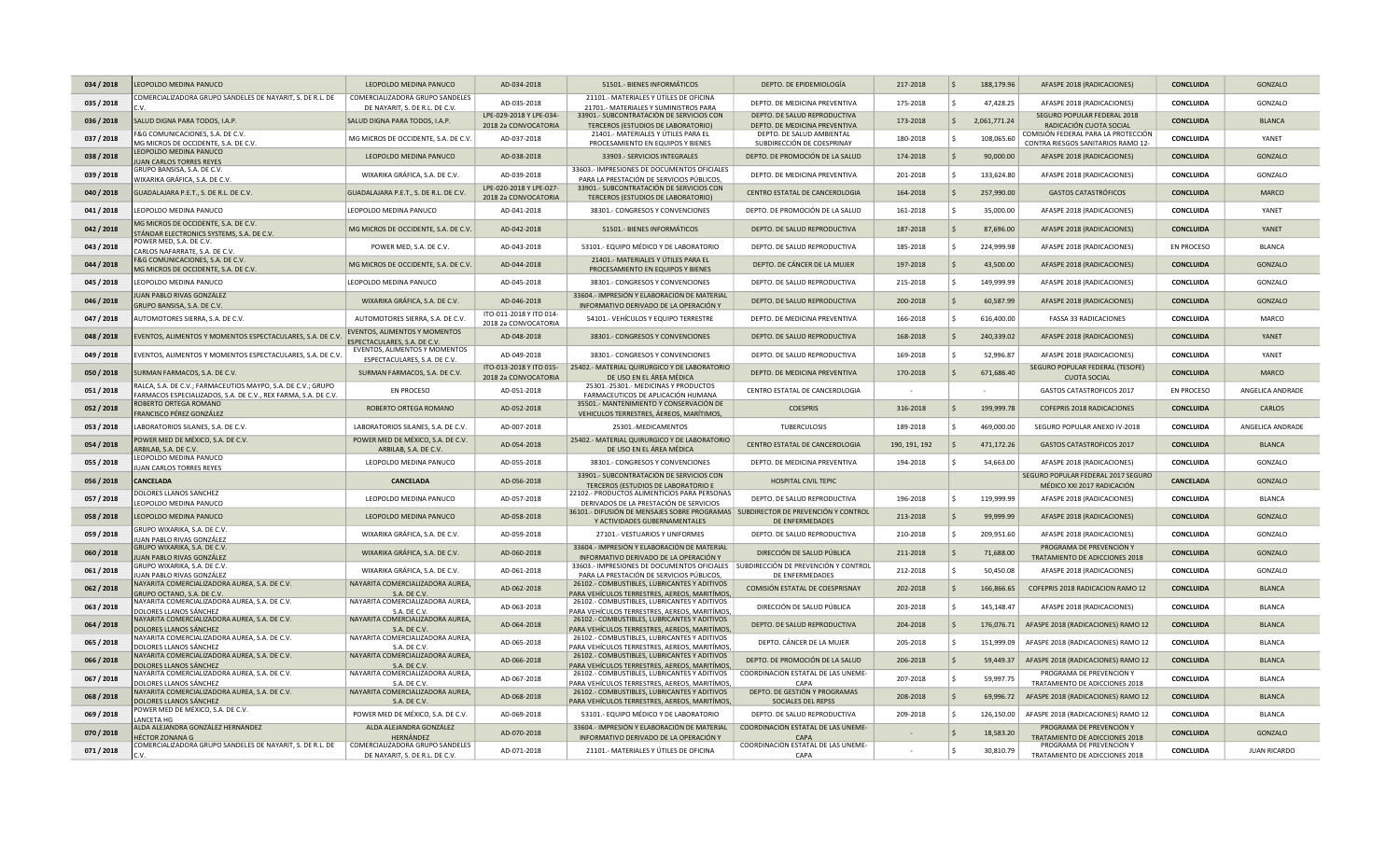| 034 / 2018 | LEOPOLDO MEDINA PANUCO | LEOPOLDO MEDINA PANUCO | AD-034-2018 | 51501.- BIENES INFORMÁTICOS | DEPTO. DE EPIDEMIOLOGÍA | 217-2018 | $ 188,179.96 | AFASPE 2018 (RADICACIONES) | CONCLUIDA | GONZALO |
|---|---|---|---|---|---|---|---|---|---|---|
| 035 / 2018 | COMERCIALIZADORA GRUPO SANDELES DE NAYARIT, S. DE R.L. DE C.V. | COMERCIALIZADORA GRUPO SANDELES DE NAYARIT, S. DE R.L. DE C.V. | AD-035-2018 | 21101.- MATERIALES Y ÚTILES DE OFICINA 21701.- MATERIALES Y SUMINISTROS PARA | DEPTO. DE MEDICINA PREVENTIVA | 175-2018 | $ 47,428.25 | AFASPE 2018 (RADICACIONES) | CONCLUIDA | GONZALO |
| 036 / 2018 | SALUD DIGNA PARA TODOS, I.A.P. | SALUD DIGNA PARA TODOS, I.A.P. | LPE-029-2018 Y LPE-034-2018 2a CONVOCATORIA | 33901.- SUBCONTRATACIÓN DE SERVICIOS CON TERCEROS (ESTUDIOS DE LABORATORIO) | DEPTO. DE SALUD REPRODUCTIVA DEPTO. DE MEDICINA PREVENTIVA | 173-2018 | $ 2,061,771.24 | SEGURO POPULAR FEDERAL 2018 RADICACIÓN CUOTA SOCIAL | CONCLUIDA | BLANCA |
| 037 / 2018 | F&G COMUNICACIONES, S.A. DE C.V. MG MICROS DE OCCIDENTE, S.A. DE C.V. | MG MICROS DE OCCIDENTE, S.A. DE C.V. | AD-037-2018 | 21401.- MATERIALES Y ÚTILES PARA EL PROCESAMIENTO EN EQUIPOS Y BIENES | DEPTO. DE SALUD AMBIENTAL SUBDIRECCIÓN DE COESPRINAY | 180-2018 | $ 108,065.60 | COMISIÓN FEDERAL PARA LA PROTECCIÓN CONTRA RIESGOS SANITARIOS RAMO 12- | CONCLUIDA | YANET |
| 038 / 2018 | LEOPOLDO MEDINA PANUCO JUAN CARLOS TORRES REYES | LEOPOLDO MEDINA PANUCO | AD-038-2018 | 33903.- SERVICIOS INTEGRALES | DEPTO. DE PROMOCIÓN DE LA SALUD | 174-2018 | $ 90,000.00 | AFASPE 2018 (RADICACIONES) | CONCLUIDA | GONZALO |
| 039 / 2018 | GRUPO BANSISA, S.A. DE C.V. WIXARIKA GRÁFICA, S.A. DE C.V. | WIXARIKA GRÁFICA, S.A. DE C.V. | AD-039-2018 | 33603.- IMPRESIONES DE DOCUMENTOS OFICIALES PARA LA PRESTACIÓN DE SERVICIOS PÚBLICOS, | DEPTO. DE MEDICINA PREVENTIVA | 201-2018 | $ 133,624.80 | AFASPE 2018 (RADICACIONES) | CONCLUIDA | GONZALO |
| 040 / 2018 | GUADALAJARA P.E.T., S. DE R.L. DE C.V. | GUADALAJARA P.E.T., S. DE R.L. DE C.V. | LPE-020-2018 Y LPE-027-2018 2a CONVOCATORIA | 33901.- SUBCONTRATACIÓN DE SERVICIOS CON TERCEROS (ESTUDIOS DE LABORATORIO) | CENTRO ESTATAL DE CANCEROLOGIA | 164-2018 | $ 257,990.00 | GASTOS CATASTRÓFICOS | CONCLUIDA | MARCO |
| 041 / 2018 | LEOPOLDO MEDINA PANUCO | LEOPOLDO MEDINA PANUCO | AD-041-2018 | 38301.- CONGRESOS Y CONVENCIONES | DEPTO. DE PROMOCIÓN DE LA SALUD | 161-2018 | $ 35,000.00 | AFASPE 2018 (RADICACIONES) | CONCLUIDA | YANET |
| 042 / 2018 | MG MICROS DE OCCIDENTE, S.A. DE C.V. STÁNDAR ELECTRONICS SYSTEMS, S.A. DE C.V. | MG MICROS DE OCCIDENTE, S.A. DE C.V. | AD-042-2018 | 51501.- BIENES INFORMÁTICOS | DEPTO. DE SALUD REPRODUCTIVA | 187-2018 | $ 87,696.00 | AFASPE 2018 (RADICACIONES) | CONCLUIDA | YANET |
| 043 / 2018 | POWER MED, S.A. DE C.V. CARLOS NAFARRATE, S.A. DE C.V. | POWER MED, S.A. DE C.V. | AD-043-2018 | 53101.- EQUIPO MÉDICO Y DE LABORATORIO | DEPTO. DE SALUD REPRODUCTIVA | 185-2018 | $ 224,999.98 | AFASPE 2018 (RADICACIONES) | EN PROCESO | BLANCA |
| 044 / 2018 | F&G COMUNICACIONES, S.A. DE C.V. MG MICROS DE OCCIDENTE, S.A. DE C.V. | MG MICROS DE OCCIDENTE, S.A. DE C.V. | AD-044-2018 | 21401.- MATERIALES Y ÚTILES PARA EL PROCESAMIENTO EN EQUIPOS Y BIENES | DEPTO. DE CÁNCER DE LA MUJER | 197-2018 | $ 43,500.00 | AFASPE 2018 (RADICACIONES) | CONCLUIDA | GONZALO |
| 045 / 2018 | LEOPOLDO MEDINA PANUCO | LEOPOLDO MEDINA PANUCO | AD-045-2018 | 38301.- CONGRESOS Y CONVENCIONES | DEPTO. DE SALUD REPRODUCTIVA | 215-2018 | $ 149,999.99 | AFASPE 2018 (RADICACIONES) | CONCLUIDA | GONZALO |
| 046 / 2018 | JUAN PABLO RIVAS GONZÁLEZ GRUPO BANSISA, S.A. DE C.V. | WIXARIKA GRÁFICA, S.A. DE C.V. | AD-046-2018 | 33604.- IMPRESIÓN Y ELABORACIÓN DE MATERIAL INFORMATIVO DERIVADO DE LA OPERACIÓN Y | DEPTO. DE SALUD REPRODUCTIVA | 200-2018 | $ 60,587.99 | AFASPE 2018 (RADICACIONES) | CONCLUIDA | GONZALO |
| 047 / 2018 | AUTOMOTORES SIERRA, S.A. DE C.V. | AUTOMOTORES SIERRA, S.A. DE C.V. | ITO-011-2018 Y ITO 014-2018 2a CONVOCATORIA | 54101.- VEHÍCULOS Y EQUIPO TERRESTRE | DEPTO. DE MEDICINA PREVENTIVA | 166-2018 | $ 616,400.00 | FASSA 33 RADICACIONES | CONCLUIDA | MARCO |
| 048 / 2018 | EVENTOS, ALIMENTOS Y MOMENTOS ESPECTACULARES, S.A. DE C.V. | EVENTOS, ALIMENTOS Y MOMENTOS ESPECTACULARES, S.A. DE C.V. | AD-048-2018 | 38301.- CONGRESOS Y CONVENCIONES | DEPTO. DE SALUD REPRODUCTIVA | 168-2018 | $ 240,339.02 | AFASPE 2018 (RADICACIONES) | CONCLUIDA | YANET |
| 049 / 2018 | EVENTOS, ALIMENTOS Y MOMENTOS ESPECTACULARES, S.A. DE C.V. | EVENTOS, ALIMENTOS Y MOMENTOS ESPECTACULARES, S.A. DE C.V. | AD-049-2018 | 38301.- CONGRESOS Y CONVENCIONES | DEPTO. DE SALUD REPRODUCTIVA | 169-2018 | $ 52,996.87 | AFASPE 2018 (RADICACIONES) | CONCLUIDA | YANET |
| 050 / 2018 | SURMAN FARMACOS, S.A. DE C.V. | SURMAN FARMACOS, S.A. DE C.V. | ITO-013-2018 Y ITO 015-2018 2a CONVOCATORIA | 25402.- MATERIAL QUIRURGICO Y DE LABORATORIO DE USO EN EL ÁREA MÉDICA | DEPTO. DE MEDICINA PREVENTIVA | 170-2018 | $ 671,686.40 | SEGURO POPULAR FEDERAL (TESOFE) CUOTA SOCIAL | CONCLUIDA | MARCO |
| 051 / 2018 | RALCA, S.A. DE C.V.; FARMACEUTIOS MAYPO, S.A. DE C.V.; GRUPO FARMACOS ESPECIALIZADOS, S.A. DE C.V., REX FARMA, S.A. DE C.V. | EN PROCESO | AD-051-2018 | 25301.-25301.- MEDICINAS Y PRODUCTOS FARMACEUTICOS DE APLICACIÓN HUMANA | CENTRO ESTATAL DE CANCEROLOGIA | - | - | GASTOS CATASTROFICOS 2017 | EN PROCESO | ANGELICA ANDRADE |
| 052 / 2018 | ROBERTO ORTEGA ROMANO FRANCISCO PÉREZ GONZÁLEZ | ROBERTO ORTEGA ROMANO | AD-052-2018 | 35501.- MANTENIMIENTO Y CONSERVACIÓN DE VEHICULOS TERRESTRES, ÁEREOS, MARÍTIMOS, | COESPRIS | 316-2018 | $ 199,999.78 | COFEPRIS 2018 RADICACIONES | CONCLUIDA | CARLOS |
| 053 / 2018 | LABORATORIOS SILANES, S.A. DE C.V. | LABORATORIOS SILANES, S.A. DE C.V. | AD-007-2018 | 25301.-MEDICAMENTOS | TUBERCULOSIS | 189-2018 | $ 469,000.00 | SEGURO POPULAR ANEXO IV-2018 | CONCLUIDA | ANGELICA ANDRADE |
| 054 / 2018 | POWER MED DE MÉXICO, S.A. DE C.V. ARBILAB, S.A. DE C.V. | POWER MED DE MÉXICO, S.A. DE C.V. ARBILAB, S.A. DE C.V. | AD-054-2018 | 25402.- MATERIAL QUIRURGICO Y DE LABORATORIO DE USO EN EL ÁREA MÉDICA | CENTRO ESTATAL DE CANCEROLOGIA | 190, 191, 192 | $ 471,172.26 | GASTOS CATASTROFICOS 2017 | CONCLUIDA | BLANCA |
| 055 / 2018 | LEOPOLDO MEDINA PANUCO JUAN CARLOS TORRES REYES | LEOPOLDO MEDINA PANUCO | AD-055-2018 | 38301.- CONGRESOS Y CONVENCIONES | DEPTO. DE MEDICINA PREVENTIVA | 194-2018 | $ 54,663.00 | AFASPE 2018 (RADICACIONES) | CONCLUIDA | GONZALO |
| 056 / 2018 | CANCELADA | CANCELADA | AD-056-2018 | 33901.- SUBCONTRATACIÓN DE SERVICIOS CON TERCEROS (ESTUDIOS DE LABORATORIO E | HOSPITAL CIVIL TEPIC | | | SEGURO POPULAR FEDERAL 2017 SEGURO MÉDICO XXI 2017 RADICACIÓN | CANCELADA | GONZALO |
| 057 / 2018 | DOLORES LLANOS SANCHEZ LEOPOLDO MEDINA PANUCO | LEOPOLDO MEDINA PANUCO | AD-057-2018 | 22102.- PRODUCTOS ALIMENTICIOS PARA PERSONAS DERIVADOS DE LA PRESTACIÓN DE SERVICIOS | DEPTO. DE SALUD REPRODUCTIVA | 196-2018 | $ 119,999.99 | AFASPE 2018 (RADICACIONES) | CONCLUIDA | BLANCA |
| 058 / 2018 | LEOPOLDO MEDINA PANUCO | LEOPOLDO MEDINA PANUCO | AD-058-2018 | 36101.- DIFUSIÓN DE MENSAJES SOBRE PROGRAMAS Y ACTIVIDADES GUBERNAMENTALES | SUBDIRECTOR DE PREVENCIÓN Y CONTROL DE ENFERMEDADES | 213-2018 | $ 99,999.99 | AFASPE 2018 (RADICACIONES) | CONCLUIDA | GONZALO |
| 059 / 2018 | GRUPO WIXARIKA, S.A. DE C.V. JUAN PABLO RIVAS GONZÁLEZ | WIXARIKA GRÁFICA, S.A. DE C.V. | AD-059-2018 | 27101.- VESTUARIOS Y UNIFORMES | DEPTO. DE SALUD REPRODUCTIVA | 210-2018 | $ 209,951.60 | AFASPE 2018 (RADICACIONES) | CONCLUIDA | GONZALO |
| 060 / 2018 | GRUPO WIXARIKA, S.A. DE C.V. JUAN PABLO RIVAS GONZÁLEZ | WIXARIKA GRÁFICA, S.A. DE C.V. | AD-060-2018 | 33604.- IMPRESIÓN Y ELABORACIÓN DE MATERIAL INFORMATIVO DERIVADO DE LA OPERACIÓN Y | DIRECCIÓN DE SALUD PÚBLICA | 211-2018 | $ 71,688.00 | PROGRAMA DE PREVENCIÓN Y TRATAMIENTO DE ADICCIONES 2018 | CONCLUIDA | GONZALO |
| 061 / 2018 | GRUPO WIXARIKA, S.A. DE C.V. JUAN PABLO RIVAS GONZÁLEZ | WIXARIKA GRÁFICA, S.A. DE C.V. | AD-061-2018 | 33603.- IMPRESIONES DE DOCUMENTOS OFICIALES PARA LA PRESTACIÓN DE SERVICIOS PÚBLICOS, | SUBDIRECCIÓN DE PREVENCIÓN Y CONTROL DE ENFERMEDADES | 212-2018 | $ 50,450.08 | AFASPE 2018 (RADICACIONES) | CONCLUIDA | GONZALO |
| 062 / 2018 | NAYARITA COMERCIALIZADORA AUREA, S.A. DE C.V. GRUPO OCTANO, S.A. DE C.V. | NAYARITA COMERCIALIZADORA AUREA, S.A. DE C.V. | AD-062-2018 | 26102.- COMBUSTIBLES, LUBRICANTES Y ADITIVOS PARA VEHÍCULOS TERRESTRES, AEREOS, MARÍTIMOS, | COMISIÓN ESTATAL DE COESPRINAY | 202-2018 | $ 166,866.65 | COFEPRIS 2018 RADICACION RAMO 12 | CONCLUIDA | BLANCA |
| 063 / 2018 | NAYARITA COMERCIALIZADORA AUREA, S.A. DE C.V. DOLORES LLANOS SÁNCHEZ | NAYARITA COMERCIALIZADORA AUREA, S.A. DE C.V. | AD-063-2018 | 26102.- COMBUSTIBLES, LUBRICANTES Y ADITIVOS PARA VEHÍCULOS TERRESTRES, AEREOS, MARÍTIMOS, | DIRECCIÓN DE SALUD PÚBLICA | 203-2018 | $ 145,148.47 | AFASPE 2018 (RADICACIONES) | CONCLUIDA | BLANCA |
| 064 / 2018 | NAYARITA COMERCIALIZADORA AUREA, S.A. DE C.V. DOLORES LLANOS SÁNCHEZ | NAYARITA COMERCIALIZADORA AUREA, S.A. DE C.V. | AD-064-2018 | 26102.- COMBUSTIBLES, LUBRICANTES Y ADITIVOS PARA VEHÍCULOS TERRESTRES, AEREOS, MARÍTIMOS, | DEPTO. DE SALUD REPRODUCTIVA | 204-2018 | $ 176,076.71 | AFASPE 2018 (RADICACIONES) RAMO 12 | CONCLUIDA | BLANCA |
| 065 / 2018 | NAYARITA COMERCIALIZADORA AUREA, S.A. DE C.V. DOLORES LLANOS SÁNCHEZ | NAYARITA COMERCIALIZADORA AUREA, S.A. DE C.V. | AD-065-2018 | 26102.- COMBUSTIBLES, LUBRICANTES Y ADITIVOS PARA VEHÍCULOS TERRESTRES, AEREOS, MARÍTIMOS, | DEPTO. CÁNCER DE LA MUJER | 205-2018 | $ 151,999.09 | AFASPE 2018 (RADICACIONES) RAMO 12 | CONCLUIDA | BLANCA |
| 066 / 2018 | NAYARITA COMERCIALIZADORA AUREA, S.A. DE C.V. DOLORES LLANOS SÁNCHEZ | NAYARITA COMERCIALIZADORA AUREA, S.A. DE C.V. | AD-066-2018 | 26102.- COMBUSTIBLES, LUBRICANTES Y ADITIVOS PARA VEHÍCULOS TERRESTRES, AEREOS, MARÍTIMOS, | DEPTO. DE PROMOCIÓN DE LA SALUD | 206-2018 | $ 59,449.37 | AFASPE 2018 (RADICACIONES) RAMO 12 | CONCLUIDA | BLANCA |
| 067 / 2018 | NAYARITA COMERCIALIZADORA AUREA, S.A. DE C.V. DOLORES LLANOS SÁNCHEZ | NAYARITA COMERCIALIZADORA AUREA, S.A. DE C.V. | AD-067-2018 | 26102.- COMBUSTIBLES, LUBRICANTES Y ADITIVOS PARA VEHÍCULOS TERRESTRES, AEREOS, MARÍTIMOS, | COORDINACION ESTATAL DE LAS UNEME-CAPA | 207-2018 | $ 59,997.75 | PROGRAMA DE PREVENCIÓN Y TRATAMIENTO DE ADICCIONES 2018 | CONCLUIDA | BLANCA |
| 068 / 2018 | NAYARITA COMERCIALIZADORA AUREA, S.A. DE C.V. DOLORES LLANOS SÁNCHEZ | NAYARITA COMERCIALIZADORA AUREA, S.A. DE C.V. | AD-068-2018 | 26102.- COMBUSTIBLES, LUBRICANTES Y ADITIVOS PARA VEHÍCULOS TERRESTRES, AEREOS, MARÍTIMOS, | DEPTO. DE GESTIÓN Y PROGRAMAS SOCIALES DEL REPSS | 208-2018 | $ 69,996.72 | AFASPE 2018 (RADICACIONES) RAMO 12 | CONCLUIDA | BLANCA |
| 069 / 2018 | POWER MED DE MÉXICO, S.A. DE C.V. LANCETA HG | POWER MED DE MÉXICO, S.A. DE C.V. | AD-069-2018 | 53101.- EQUIPO MÉDICO Y DE LABORATORIO | DEPTO. DE SALUD REPRODUCTIVA | 209-2018 | $ 126,150.00 | AFASPE 2018 (RADICACIONES) RAMO 12 | CONCLUIDA | BLANCA |
| 070 / 2018 | ALDA ALEJANDRA GONZÁLEZ HERNÁNDEZ HÉCTOR ZONANA G | ALDA ALEJANDRA GONZÁLEZ HERNÁNDEZ | AD-070-2018 | 33604.- IMPRESIÓN Y ELABORACIÓN DE MATERIAL INFORMATIVO DERIVADO DE LA OPERACIÓN Y | COORDINACIÓN ESTATAL DE LAS UNEME-CAPA | - | $ 18,583.20 | PROGRAMA DE PREVENCIÓN Y TRATAMIENTO DE ADICCIONES 2018 | CONCLUIDA | GONZALO |
| 071 / 2018 | COMERCIALIZADORA GRUPO SANDELES DE NAYARIT, S. DE R.L. DE C.V. | COMERCIALIZADORA GRUPO SANDELES DE NAYARIT, S. DE R.L. DE C.V. | AD-071-2018 | 21101.- MATERIALES Y ÚTILES DE OFICINA | COORDINACIÓN ESTATAL DE LAS UNEME-CAPA | - | $ 30,810.79 | PROGRAMA DE PREVENCIÓN Y TRATAMIENTO DE ADICCIONES 2018 | CONCLUIDA | JUAN RICARDO |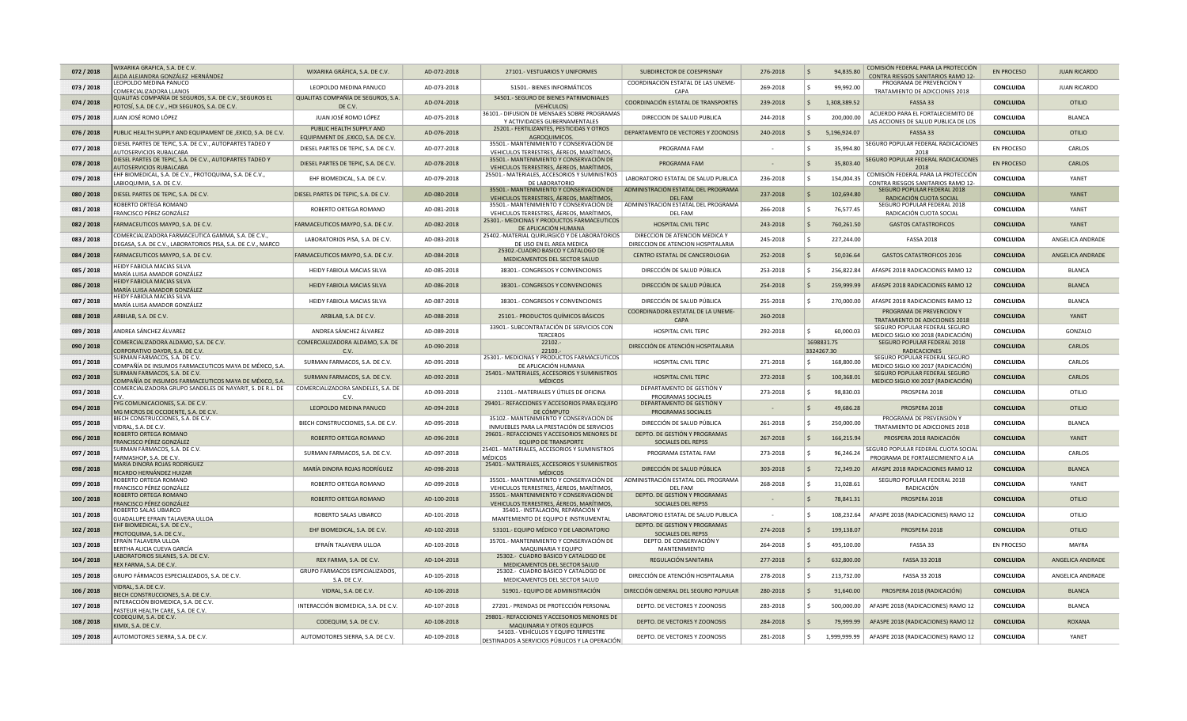| | | | | | | | | | | |
|---|---|---|---|---|---|---|---|---|---|---|
| 072 / 2018 | WIXARIKA GRAFICA, S.A. DE C.V. ALDA ALEJANDRA GONZÁLEZ HERNÁNDEZ | WIXARIKA GRÁFICA, S.A. DE C.V. | AD-072-2018 | 27101.- VESTUARIOS Y UNIFORMES | SUBDIRECTOR DE COESPRISNAY | 276-2018 | $ 94,835.80 | COMISIÓN FEDERAL PARA LA PROTECCIÓN CONTRA RIESGOS SANITARIOS RAMO 12- | EN PROCESO | JUAN RICARDO |
| 073 / 2018 | LEOPOLDO MEDINA PANUCO COMERCIALIZADORA LLANOS | LEOPOLDO MEDINA PANUCO | AD-073-2018 | 51501.- BIENES INFORMÁTICOS | COORDINACIÓN ESTATAL DE LAS UNEME-CAPA | 269-2018 | $ 99,992.00 | PROGRAMA DE PREVENCIÓN Y TRATAMIENTO DE ADICCIONES 2018 | CONCLUIDA | JUAN RICARDO |
| 074 / 2018 | QUALITAS COMPAÑÍA DE SEGUROS, S.A. DE C.V., SEGUROS EL POTOSÍ, S.A. DE C.V., HDI SEGUROS, S.A. DE C.V. | QUALITAS COMPAÑÍA DE SEGUROS, S.A. DE C.V. | AD-074-2018 | 34501.- SEGURO DE BIENES PATRIMONIALES (VEHÍCULOS) | COORDINACIÓN ESTATAL DE TRANSPORTES | 239-2018 | $ 1,308,389.52 | FASSA 33 | CONCLUIDA | OTILIO |
| 075 / 2018 | JUAN JOSÉ ROMO LÓPEZ | JUAN JOSÉ ROMO LÓPEZ | AD-075-2018 | 36101.- DIFUSION DE MENSAJES SOBRE PROGRAMAS Y ACTIVIDADES GUBERNAMENTALES | DIRECCION DE SALUD PUBLICA | 244-2018 | $ 200,000.00 | ACUERDO PARA EL FORTALECIEMITO DE LAS ACCIONES DE SALUD PUBLICA DE LOS | CONCLUIDA | BLANCA |
| 076 / 2018 | PUBLIC HEALTH SUPPLY AND EQUIPAMENT DE ,EXICO, S.A. DE C.V. | PUBLIC HEALTH SUPPLY AND EQUIPAMENT DE ,EXICO, S.A. DE C.V. | AD-076-2018 | 25201.- FERTILIZANTES, PESTICIDAS Y OTROS AGROQUIMICOS. | DEPARTAMENTO DE VECTORES Y ZOONOSIS | 240-2018 | $ 5,196,924.07 | FASSA 33 | CONCLUIDA | OTILIO |
| 077 / 2018 | DIESEL PARTES DE TEPIC, S.A. DE C.V., AUTOPARTES TADEO Y AUTOSERVICIOS RUBALCABA | DIESEL PARTES DE TEPIC, S.A. DE C.V. | AD-077-2018 | 35501.- MANTENIMIENTO Y CONSERVACIÓN DE VEHICULOS TERRESTRES, ÁEREOS, MARÍTIMOS, | PROGRAMA FAM | - | $ 35,994.80 | SEGURO POPULAR FEDERAL RADICACIONES 2018 | EN PROCESO | CARLOS |
| 078 / 2018 | DIESEL PARTES DE TEPIC, S.A. DE C.V., AUTOPARTES TADEO Y AUTOSERVICIOS RUBALCABA | DIESEL PARTES DE TEPIC, S.A. DE C.V. | AD-078-2018 | 35501.- MANTENIMIENTO Y CONSERVACIÓN DE VEHICULOS TERRESTRES, ÁEREOS, MARÍTIMOS, | PROGRAMA FAM | - | $ 35,803.40 | SEGURO POPULAR FEDERAL RADICACIONES 2018 | EN PROCESO | CARLOS |
| 079 / 2018 | EHF BIOMEDICAL, S.A. DE C.V., PROTOQUIMA, S.A. DE C.V., LABIOQUIMIA, S.A. DE C.V. | EHF BIOMEDICAL, S.A. DE C.V. | AD-079-2018 | 25501.- MATERIALES, ACCESORIOS Y SUMINISTROS DE LABORATORIO | LABORATORIO ESTATAL DE SALUD PUBLICA | 236-2018 | $ 154,004.35 | COMISIÓN FEDERAL PARA LA PROTECCIÓN CONTRA RIESGOS SANITARIOS RAMO 12- | CONCLUIDA | YANET |
| 080 / 2018 | DIESEL PARTES DE TEPIC, S.A. DE C.V. | DIESEL PARTES DE TEPIC, S.A. DE C.V. | AD-080-2018 | 35501.- MANTENIMIENTO Y CONSERVACIÓN DE VEHICULOS TERRESTRES, ÁEREOS, MARÍTIMOS, | ADMINISTRACIÓN ESTATAL DEL PROGRAMA DEL FAM | 237-2018 | $ 102,694.80 | SEGURO POPULAR FEDERAL 2018 RADICACIÓN CUOTA SOCIAL | CONCLUIDA | YANET |
| 081 / 2018 | ROBERTO ORTEGA ROMANO FRANCISCO PÉREZ GONZÁLEZ | ROBERTO ORTEGA ROMANO | AD-081-2018 | 35501.- MANTENIMIENTO Y CONSERVACIÓN DE VEHICULOS TERRESTRES, ÁEREOS, MARÍTIMOS, | ADMINISTRACIÓN ESTATAL DEL PROGRAMA DEL FAM | 266-2018 | $ 76,577.45 | SEGURO POPULAR FEDERAL 2018 RADICACIÓN CUOTA SOCIAL | CONCLUIDA | YANET |
| 082 / 2018 | FARMACEUTICOS MAYPO, S.A. DE C.V. | FARMACEUTICOS MAYPO, S.A. DE C.V. | AD-082-2018 | 25301.- MEDICINAS Y PRODUCTOS FARMACEUTICOS DE APLICACIÓN HUMANA | HOSPITAL CIVIL TEPIC | 243-2018 | $ 760,261.50 | GASTOS CATASTROFICOS | CONCLUIDA | YANET |
| 083 / 2018 | COMERCIALIZADORA FARMACEUTICA GAMMA, S.A. DE C.V., DEGASA, S.A. DE C.V., LABORATORIOS PISA, S.A. DE C.V., MARCO | LABORATORIOS PISA, S.A. DE C.V. | AD-083-2018 | 25402.-MATERIAL QUIRURGICO Y DE LABORATORIOS DE USO EN EL AREA MEDICA | DIRECCION DE ATENCION MEDICA Y DIRECCION DE ATENCION HOSPITALARIA | 245-2018 | $ 227,244.00 | FASSA 2018 | CONCLUIDA | ANGELICA ANDRADE |
| 084 / 2018 | FARMACEUTICOS MAYPO, S.A. DE C.V. | FARMACEUTICOS MAYPO, S.A. DE C.V. | AD-084-2018 | 25302.-CUADRO BASICO Y CATALOGO DE MEDICAMENTOS DEL SECTOR SALUD | CENTRO ESTATAL DE CANCEROLOGIA | 252-2018 | $ 50,036.64 | GASTOS CATASTROFICOS 2016 | CONCLUIDA | ANGELICA ANDRADE |
| 085 / 2018 | HEIDY FABIOLA MACIAS SILVA MARÍA LUISA AMADOR GONZÁLEZ | HEIDY FABIOLA MACIAS SILVA | AD-085-2018 | 38301.- CONGRESOS Y CONVENCIONES | DIRECCIÓN DE SALUD PÚBLICA | 253-2018 | $ 256,822.84 | AFASPE 2018 RADICACIONES RAMO 12 | CONCLUIDA | BLANCA |
| 086 / 2018 | HEIDY FABIOLA MACIAS SILVA MARÍA LUISA AMADOR GONZÁLEZ | HEIDY FABIOLA MACIAS SILVA | AD-086-2018 | 38301.- CONGRESOS Y CONVENCIONES | DIRECCIÓN DE SALUD PÚBLICA | 254-2018 | $ 259,999.99 | AFASPE 2018 RADICACIONES RAMO 12 | CONCLUIDA | BLANCA |
| 087 / 2018 | HEIDY FABIOLA MACIAS SILVA MARÍA LUISA AMADOR GONZÁLEZ | HEIDY FABIOLA MACIAS SILVA | AD-087-2018 | 38301.- CONGRESOS Y CONVENCIONES | DIRECCIÓN DE SALUD PÚBLICA | 255-2018 | $ 270,000.00 | AFASPE 2018 RADICACIONES RAMO 12 | CONCLUIDA | BLANCA |
| 088 / 2018 | ARBILAB, S.A. DE C.V. | ARBILAB, S.A. DE C.V. | AD-088-2018 | 25101.- PRODUCTOS QUÍMICOS BÁSICOS | COORDINADORA ESTATAL DE LA UNEME-CAPA | 260-2018 | | PROGRAMA DE PREVENCIÓN Y TRATAMIENTO DE ADICCIONES 2018 | CONCLUIDA | YANET |
| 089 / 2018 | ANDREA SÁNCHEZ ÁLVAREZ | ANDREA SÁNCHEZ ÁLVAREZ | AD-089-2018 | 33901.- SUBCONTRATACIÓN DE SERVICIOS CON TERCEROS | HOSPITAL CIVIL TEPIC | 292-2018 | $ 60,000.03 | SEGURO POPULAR FEDERAL SEGURO MEDICO SIGLO XXI 2018 (RADICACIÓN) | CONCLUIDA | GONZALO |
| 090 / 2018 | COMERCIALIZADORA ALDAMO, S.A. DE C.V. CORPORATIVO DAYDR, S.A. DE C.V. | COMERCIALIZADORA ALDAMO, S.A. DE C.V. | AD-090-2018 | 22102.- 22103.- | DIRECCIÓN DE ATENCIÓN HOSPITALARIA | | 1698831.75 3324267.30 | SEGURO POPULAR FEDERAL 2018 RADICACIONES | CONCLUIDA | CARLOS |
| 091 / 2018 | SURMAN FARMACOS, S.A. DE C.V. COMPAÑÍA DE INSUMOS FARMACEUTICOS MAYA DE MÉXICO, S.A. | SURMAN FARMACOS, S.A. DE C.V. | AD-091-2018 | 25301.- MEDICINAS Y PRODUCTOS FARMACEUTICOS DE APLICACIÓN HUMANA | HOSPITAL CIVIL TEPIC | 271-2018 | $ 168,800.00 | SEGURO POPULAR FEDERAL SEGURO MEDICO SIGLO XXI 2017 (RADICACIÓN) | CONCLUIDA | CARLOS |
| 092 / 2018 | SURMAN FARMACOS, S.A. DE C.V. COMPAÑÍA DE INSUMOS FARMACEUTICOS MAYA DE MÉXICO, S.A. | SURMAN FARMACOS, S.A. DE C.V. | AD-092-2018 | 25401.- MATERIALES, ACCESORIOS Y SUMINISTROS MÉDICOS | HOSPITAL CIVIL TEPIC | 272-2018 | $ 100,368.01 | SEGURO POPULAR FEDERAL SEGURO MEDICO SIGLO XXI 2017 (RADICACIÓN) | CONCLUIDA | CARLOS |
| 093 / 2018 | COMERCIALIZADORA GRUPO SANDELES DE NAYARIT, S. DE R.L. DE C.V. | COMERCIALIZADORA SANDELES, S.A. DE C.V. | AD-093-2018 | 21101.- MATERIALES Y ÚTILES DE OFICINA | DEPARTAMENTO DE GESTIÓN Y PROGRAMAS SOCIALES | 273-2018 | $ 98,830.03 | PROSPERA 2018 | CONCLUIDA | OTILIO |
| 094 / 2018 | FYG COMUNICACIONES, S.A. DE C.V. MG MICROS DE OCCIDENTE, S.A. DE C.V. | LEOPOLDO MEDINA PANUCO | AD-094-2018 | 29401.- REFACCIONES Y ACCESORIOS PARA EQUIPO DE CÓMPUTO | DEPARTAMENTO DE GESTIÓN Y PROGRAMAS SOCIALES | - | $ 49,686.28 | PROSPERA 2018 | CONCLUIDA | OTILIO |
| 095 / 2018 | BIECH CONSTRUCCIONES, S.A. DE C.V. VIDRAL, S.A. DE C.V. | BIECH CONSTRUCCIONES, S.A. DE C.V. | AD-095-2018 | 35102.- MANTENIMIENTO Y CONSERVACIÓN DE INMUEBLES PARA LA PRESTACIÓN DE SERVICIOS | DIRECCIÓN DE SALUD PÚBLICA | 261-2018 | $ 250,000.00 | PROGRAMA DE PREVENSIÓN Y TRATAMIENTO DE ADICCIONES 2018 | CONCLUIDA | BLANCA |
| 096 / 2018 | ROBERTO ORTEGA ROMANO FRANCISCO PÉREZ GONZÁLEZ | ROBERTO ORTEGA ROMANO | AD-096-2018 | 29601.- REFACCIONES Y ACCESORIOS MENORES DE EQUIPO DE TRANSPORTE | DEPTO. DE GESTIÓN Y PROGRAMAS SOCIALES DEL REPSS | 267-2018 | $ 166,215.94 | PROSPERA 2018 RADICACIÓN | CONCLUIDA | YANET |
| 097 / 2018 | SURMAN FARMACOS, S.A. DE C.V. FARMASHOP, S.A. DE C.V. | SURMAN FARMACOS, S.A. DE C.V. | AD-097-2018 | 25401.- MATERIALES, ACCESORIOS Y SUMINISTROS MÉDICOS | PROGRAMA ESTATAL FAM | 273-2018 | $ 96,246.24 | SEGURO POPULAR FEDERAL CUOTA SOCIAL PROGRAMA DE FORTALECIMIENTO A LA | CONCLUIDA | CARLOS |
| 098 / 2018 | MARÍA DINORA ROJAS RODRÍGUEZ RICARDO HERNÁNDEZ HUIZAR | MARÍA DINORA ROJAS RODRÍGUEZ | AD-098-2018 | 25401.- MATERIALES, ACCESORIOS Y SUMINISTROS MÉDICOS | DIRECCIÓN DE SALUD PÚBLICA | 303-2018 | $ 72,349.20 | AFASPE 2018 RADICACIONES RAMO 12 | CONCLUIDA | BLANCA |
| 099 / 2018 | ROBERTO ORTEGA ROMANO FRANCISCO PÉREZ GONZÁLEZ | ROBERTO ORTEGA ROMANO | AD-099-2018 | 35501.- MANTENIMIENTO Y CONSERVACIÓN DE VEHICULOS TERRESTRES, ÁEREOS, MARÍTIMOS, | ADMINISTRACIÓN ESTATAL DEL PROGRAMA DEL FAM | 268-2018 | $ 31,028.61 | SEGURO POPULAR FEDERAL 2018 RADICACIÓN | CONCLUIDA | YANET |
| 100 / 2018 | ROBERTO ORTEGA ROMANO FRANCISCO PÉREZ GONZÁLEZ | ROBERTO ORTEGA ROMANO | AD-100-2018 | 35501.- MANTENIMIENTO Y CONSERVACIÓN DE VEHICULOS TERRESTRES, ÁEREOS, MARÍTIMOS, | DEPTO. DE GESTIÓN Y PROGRAMAS SOCIALES DEL REPSS | - | $ 78,841.31 | PROSPERA 2018 | CONCLUIDA | OTILIO |
| 101 / 2018 | ROBERTO SALAS UBIARCO GUADALUPE EFRAIN TALAVERA ULLOA | ROBERTO SALAS UBIARCO | AD-101-2018 | 35401.- INSTALACIÓN, REPARACIÓN Y MANTEMIENTO DE EQUIPO E INSTRUMENTAL | LABORATORIO ESTATAL DE SALUD PUBLICA | - | $ 108,232.64 | AFASPE 2018 (RADICACIONES) RAMO 12 | CONCLUIDA | OTILIO |
| 102 / 2018 | EHF BIOMEDICAL, S.A. DE C.V., PROTOQUIMIA, S.A. DE C.V., | EHF BIOMEDICAL, S.A. DE C.V. | AD-102-2018 | 53101.- EQUIPO MÉDICO Y DE LABORATORIO | DEPTO. DE GESTION Y PROGRAMAS SOCIALES DEL REPSS | 274-2018 | $ 199,138.07 | PROSPERA 2018 | CONCLUIDA | OTILIO |
| 103 / 2018 | EFRAÍN TALAVERA ULLOA BERTHA ALICIA CUEVA GARCÍA | EFRAÍN TALAVERA ULLOA | AD-103-2018 | 35701.- MANTENIMIENTO Y CONSERVACIÓN DE MAQUINARIA Y EQUIPO | DEPTO. DE CONSERVACIÓN Y MANTENIMIENTO | 264-2018 | $ 495,100.00 | FASSA 33 | EN PROCESO | MAYRA |
| 104 / 2018 | LABORATORIOS SILANES, S.A. DE C.V. REX FARMA, S.A. DE C.V. | REX FARMA, S.A. DE C.V. | AD-104-2018 | 25302.- CUADRO BÁSICO Y CATALOGO DE MEDICAMENTOS DEL SECTOR SALUD | REGULACIÓN SANITARIA | 277-2018 | $ 632,800.00 | FASSA 33 2018 | CONCLUIDA | ANGELICA ANDRADE |
| 105 / 2018 | GRUPO FÁRMACOS ESPECIALIZADOS, S.A. DE C.V. | GRUPO FÁRMACOS ESPECIALIZADOS, S.A. DE C.V. | AD-105-2018 | 25302.- CUADRO BÁSICO Y CATALOGO DE MEDICAMENTOS DEL SECTOR SALUD | DIRECCIÓN DE ATENCIÓN HOSPITALARIA | 278-2018 | $ 213,732.00 | FASSA 33 2018 | CONCLUIDA | ANGELICA ANDRADE |
| 106 / 2018 | VIDRAL, S.A. DE C.V. BIECH CONSTRUCCIONES, S.A. DE C.V. | VIDRAL, S.A. DE C.V. | AD-106-2018 | 51901.- EQUIPO DE ADMINISTRACIÓN | DIRECCIÓN GENERAL DEL SEGURO POPULAR | 280-2018 | $ 91,640.00 | PROSPERA 2018 (RADICACIÓN) | CONCLUIDA | BLANCA |
| 107 / 2018 | INTERACCIÓN BIOMEDICA, S.A. DE C.V. PASTEUR HEALTH CARE, S.A. DE C.V. | INTERACCIÓN BIOMEDICA, S.A. DE C.V. | AD-107-2018 | 27201.- PRENDAS DE PROTECCIÓN PERSONAL | DEPTO. DE VECTORES Y ZOONOSIS | 283-2018 | $ 500,000.00 | AFASPE 2018 (RADICACIONES) RAMO 12 | CONCLUIDA | BLANCA |
| 108 / 2018 | CODEQUIM, S.A. DE C.V. KIMIX, S.A. DE C.V. | CODEQUIM, S.A. DE C.V. | AD-108-2018 | 29801.- REFACCIONES Y ACCESORIOS MENORES DE MAQUINARIA Y OTROS EQUIPOS | DEPTO. DE VECTORES Y ZOONOSIS | 284-2018 | $ 79,999.99 | AFASPE 2018 (RADICACIONES) RAMO 12 | CONCLUIDA | ROXANA |
| 109 / 2018 | AUTOMOTORES SIERRA, S.A. DE C.V. | AUTOMOTORES SIERRA, S.A. DE C.V. | AD-109-2018 | 54103.- VEHÍCULOS Y EQUIPO TERRESTRE DESTINADOS A SERVICIOS PÚBLICOS Y LA OPERACIÓN | DEPTO. DE VECTORES Y ZOONOSIS | 281-2018 | $ 1,999,999.99 | AFASPE 2018 (RADICACIONES) RAMO 12 | CONCLUIDA | YANET |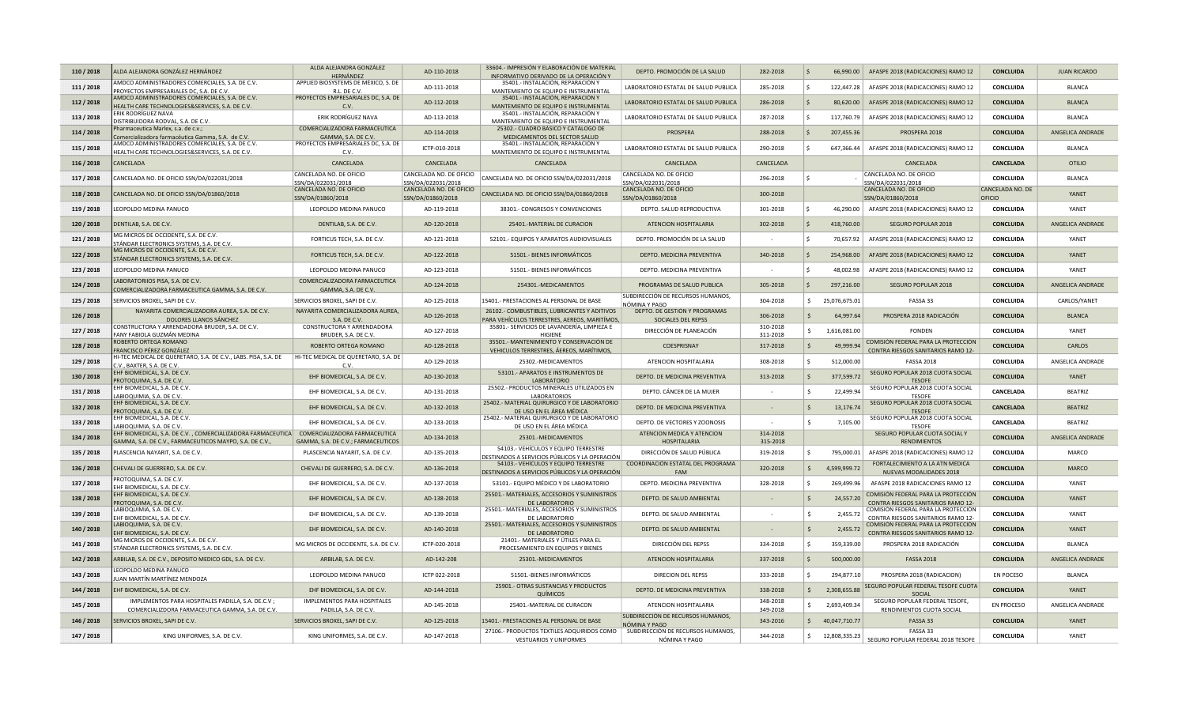| 110 / 2018 | ALDA ALEJANDRA GONZÁLEZ HERNÁNDEZ | ALDA ALEJANDRA GONZÁLEZ HERNÁNDEZ | AD-110-2018 | 33604.- IMPRESIÓN Y ELABORACIÓN DE MATERIAL INFORMATIVO DERIVADO DE LA OPERACIÓN Y | DEPTO. PROMOCIÓN DE LA SALUD | 282-2018 | $ 66,990.00 | AFASPE 2018 (RADICACIONES) RAMO 12 | CONCLUIDA | JUAN RICARDO |
|---|---|---|---|---|---|---|---|---|---|---|
| 111 / 2018 | AMDCO ADMINISTRADORES COMERCIALES, S.A. DE C.V. PROYECTOS EMPRESARIALES DC, S.A. DE C.V. | APPLIED BIOSYSTEMS DE MÉXICO, S. DE R.L. DE C.V. | AD-111-2018 | 35401.- INSTALACIÓN, REPARACIÓN Y MANTENIMIENTO DE EQUIPO E INSTRUMENTAL | LABORATORIO ESTATAL DE SALUD PUBLICA | 285-2018 | $ 122,447.28 | AFASPE 2018 (RADICACIONES) RAMO 12 | CONCLUIDA | BLANCA |
| 112 / 2018 | AMDCO ADMINISTRADORES COMERCIALES, S.A. DE C.V. HEALTH CARE TECHNOLOGIES&SERVICES, S.A. DE C.V. | PROYECTOS EMPRESARIALES DC, S.A. DE C.V. | AD-112-2018 | 35401.- INSTALACIÓN, REPARACIÓN Y MANTENIMIENTO DE EQUIPO E INSTRUMENTAL | LABORATORIO ESTATAL DE SALUD PUBLICA | 286-2018 | $ 80,620.00 | AFASPE 2018 (RADICACIONES) RAMO 12 | CONCLUIDA | BLANCA |
| 113 / 2018 | ERIK RODRÍGUEZ NAVA DISTRIBUIDORA RODVAL, S.A. DE C.V. | ERIK RODRÍGUEZ NAVA | AD-113-2018 | 35401.- INSTALACIÓN, REPARACIÓN Y MANTENIMIENTO DE EQUIPO E INSTRUMENTAL | LABORATORIO ESTATAL DE SALUD PUBLICA | 287-2018 | $ 117,760.79 | AFASPE 2018 (RADICACIONES) RAMO 12 | CONCLUIDA | BLANCA |
| 114 / 2018 | Pharmaceutica Marlex, s.a. de c.v.; Comercializadora farmacéutica Gamma, S.A. de C.V. | COMERCIALIZADORA FARMACEUTICA GAMMA, S.A. DE C.V. | AD-114-2018 | 25302.- CUADRO BÁSICO Y CATALOGO DE MEDICAMENTOS DEL SECTOR SALUD | PROSPERA | 288-2018 | $ 207,455.36 | PROSPERA 2018 | CONCLUIDA | ANGELICA ANDRADE |
| 115 / 2018 | AMDCO ADMINISTRADORES COMERCIALES, S.A. DE C.V. HEALTH CARE TECHNOLOGIES&SERVICES, S.A. DE C.V. | PROYECTOS EMPRESARIALES DC, S.A. DE C.V. | ICTP-010-2018 | 35401.- INSTALACIÓN, REPARACIÓN Y MANTENIMIENTO DE EQUIPO E INSTRUMENTAL | LABORATORIO ESTATAL DE SALUD PUBLICA | 290-2018 | $ 647,366.44 | AFASPE 2018 (RADICACIONES) RAMO 12 | CONCLUIDA | BLANCA |
| 116 / 2018 | CANCELADA | CANCELADA | CANCELADA | CANCELADA | CANCELADA | CANCELADA | | CANCELADA | CANCELADA | OTILIO |
| 117 / 2018 | CANCELADA NO. DE OFICIO SSN/DA/022031/2018 | CANCELADA NO. DE OFICIO SSN/DA/022031/2018 | CANCELADA NO. DE OFICIO SSN/DA/022031/2018 | CANCELADA NO. DE OFICIO SSN/DA/022031/2018 | CANCELADA NO. DE OFICIO SSN/DA/022031/2018 | 296-2018 | $ - | CANCELADA NO. DE OFICIO SSN/DA/022031/2018 | CONCLUIDA | BLANCA |
| 118 / 2018 | CANCELADA NO. DE OFICIO SSN/DA/01860/2018 | CANCELADA NO. DE OFICIO SSN/DA/01860/2018 | CANCELADA NO. DE OFICIO SSN/DA/01860/2018 | CANCELADA NO. DE OFICIO SSN/DA/01860/2018 | CANCELADA NO. DE OFICIO SSN/DA/01860/2018 | 300-2018 | | CANCELADA NO. DE OFICIO SSN/DA/01860/2018 | CANCELADA NO. DE OFICIO | YANET |
| 119 / 2018 | LEOPOLDO MEDINA PANUCO | LEOPOLDO MEDINA PANUCO | AD-119-2018 | 38301.- CONGRESOS Y CONVENCIONES | DEPTO. SALUD REPRODUCTIVA | 301-2018 | $ 46,290.00 | AFASPE 2018 (RADICACIONES) RAMO 12 | CONCLUIDA | YANET |
| 120 / 2018 | DENTILAB, S.A. DE C.V. | DENTILAB, S.A. DE C.V. | AD-120-2018 | 25401.-MATERIAL DE CURACION | ATENCION HOSPITALARIA | 302-2018 | $ 418,760.00 | SEGURO POPULAR 2018 | CONCLUIDA | ANGELICA ANDRADE |
| 121 / 2018 | MG MICROS DE OCCIDENTE, S.A. DE C.V. STÁNDAR ELECTRONICS SYSTEMS, S.A. DE C.V. | FORTICUS TECH, S.A. DE C.V. | AD-121-2018 | 52101.- EQUIPOS Y APARATOS AUDIOVISUALES | DEPTO. PROMOCIÓN DE LA SALUD | - | $ 70,657.92 | AFASPE 2018 (RADICACIONES) RAMO 12 | CONCLUIDA | YANET |
| 122 / 2018 | MG MICROS DE OCCIDENTE, S.A. DE C.V. STÁNDAR ELECTRONICS SYSTEMS, S.A. DE C.V. | FORTICUS TECH, S.A. DE C.V. | AD-122-2018 | 51501.- BIENES INFORMÁTICOS | DEPTO. MEDICINA PREVENTIVA | 340-2018 | $ 254,968.00 | AFASPE 2018 (RADICACIONES) RAMO 12 | CONCLUIDA | YANET |
| 123 / 2018 | LEOPOLDO MEDINA PANUCO | LEOPOLDO MEDINA PANUCO | AD-123-2018 | 51501.- BIENES INFORMÁTICOS | DEPTO. MEDICINA PREVENTIVA | - | $ 48,002.98 | AFASPE 2018 (RADICACIONES) RAMO 12 | CONCLUIDA | YANET |
| 124 / 2018 | LABORATORIIOS PISA, S.A. DE C.V. COMERCIALIZADORA FARMACEUTICA GAMMA, S.A. DE C.V. | COMERCIALIZADORA FARMACEUTICA GAMMA, S.A. DE C.V. | AD-124-2018 | 254301.-MEDICAMENTOS | PROGRAMAS DE SALUD PUBLICA | 305-2018 | $ 297,216.00 | SEGURO POPULAR 2018 | CONCLUIDA | ANGELICA ANDRADE |
| 125 / 2018 | SERVICIOS BROXEL, SAPI DE C.V. | SERVICIOS BROXEL, SAPI DE C.V. | AD-125-2018 | 15401.- PRESTACIONES AL PERSONAL DE BASE | SUBDIRECCIÓN DE RECURSOS HUMANOS, NÓMINA Y PAGO | 304-2018 | $ 25,076,675.01 | FASSA 33 | CONCLUIDA | CARLOS/YANET |
| 126 / 2018 | NAYARITA COMERCIALIZADORA AUREA, S.A. DE C.V. DOLORES LLANOS SÁNCHEZ | NAYARITA COMERCIALIZADORA AUREA, S.A. DE C.V. | AD-126-2018 | 26102.- COMBUSTIBLES, LUBRICANTES Y ADITIVOS PARA VEHÍCULOS TERRESTRES, AEREOS, MARITÍMOS, | DEPTO. DE GESTION Y PROGRAMAS SOCIALES DEL REPSS | 306-2018 | $ 64,997.64 | PROSPERA 2018 RADICACIÓN | CONCLUIDA | BLANCA |
| 127 / 2018 | CONSTRUCTORA Y ARRENDADORA BRUDER, S.A. DE C.V. FANY FABIOLA GUZMÁN MEDINA | CONSTRUCTORA Y ARRENDADORA BRUDER, S.A. DE C.V. | AD-127-2018 | 35801.- SERVICIOS DE LAVANDERÍA, LIMPIEZA E HIGIENE | DIRECCIÓN DE PLANEACIÓN | 310-2018 311-2018 | $ 1,616,081.00 | FONDEN | CONCLUIDA | YANET |
| 128 / 2018 | ROBERTO ORTEGA ROMANO FRANCISCO PÉREZ GONZÁLEZ | ROBERTO ORTEGA ROMANO | AD-128-2018 | 35501.- MANTENIMIENTO Y CONSERVACIÓN DE VEHICULOS TERRESTRES, ÁEREOS, MARÍTIMOS, | COESPRISNAY | 317-2018 | $ 49,999.94 | COMISIÓN FEDERAL PARA LA PROTECCIÓN CONTRA RIESGOS SANITARIOS RAMO 12- | CONCLUIDA | CARLOS |
| 129 / 2018 | HI-TEC MEDICAL DE QUERETARO, S.A. DE C.V., LABS. PISA, S.A. DE C.V., BAXTER, S.A. DE C.V. | HI-TEC MEDICAL DE QUERETARO, S.A. DE C.V. | AD-129-2018 | 25302.-MEDICAMENTOS | ATENCION HOSPITALARIA | 308-2018 | $ 512,000.00 | FASSA 2018 | CONCLUIDA | ANGELICA ANDRADE |
| 130 / 2018 | EHF BIOMEDICAL, S.A. DE C.V. PROTOQUIMA, S.A. DE C.V. | EHF BIOMEDICAL, S.A. DE C.V. | AD-130-2018 | 53101.- APARATOS E INSTRUMENTOS DE LABORATORIO | DEPTO. DE MEDICINA PREVENTIVA | 313-2018 | $ 377,599.72 | SEGURO POPULAR 2018 CUOTA SOCIAL TESOFE | CONCLUIDA | YANET |
| 131 / 2018 | EHF BIOMEDICAL, S.A. DE C.V. LABIOQUIMIA, S.A. DE C.V. | EHF BIOMEDICAL, S.A. DE C.V. | AD-131-2018 | 25502.- PRODUCTOS MINERALES UTILIZADOS EN LABORATORIOS | DEPTO. CÁNCER DE LA MUJER | - | $ 22,499.94 | SEGURO POPULAR 2018 CUOTA SOCIAL TESOFE | CANCELADA | BEATRIZ |
| 132 / 2018 | EHF BIOMEDICAL, S.A. DE C.V. PROTOQUIMA, S.A. DE C.V. | EHF BIOMEDICAL, S.A. DE C.V. | AD-132-2018 | 25402.- MATERIAL QUIRURGICO Y DE LABORATORIO DE USO EN EL ÁREA MÉDICA | DEPTO. DE MEDICINA PREVENTIVA | - | $ 13,176.74 | SEGURO POPULAR 2018 CUOTA SOCIAL TESOFE | CANCELADA | BEATRIZ |
| 133 / 2018 | EHF BIOMEDICAL, S.A. DE C.V. LABIOQUIMIA, S.A. DE C.V. | EHF BIOMEDICAL, S.A. DE C.V. | AD-133-2018 | 25402.- MATERIAL QUIRURGICO Y DE LABORATORIO DE USO EN EL ÁREA MÉDICA | DEPTO. DE VECTORES Y ZOONOSIS | - | $ 7,105.00 | SEGURO POPULAR 2018 CUOTA SOCIAL TESOFE | CANCELADA | BEATRIZ |
| 134 / 2018 | EHF BIOMEDICAL, S.A. DE C.V. , COMERCIALIZADORA FARMACEUTICA GAMMA, S.A. DE C.V., FARMACEUTICOS MAYPO, S.A. DE C.V., | COMERCIALIZADORA FARMACEUTICA GAMMA, S.A. DE C.V.; FARMACEUTICOS | AD-134-2018 | 25301.-MEDICAMENTOS | ATENCION MEDICA Y ATENCION HOSPITALARIA | 314-2018 315-2018 | | SEGURO POPULAR CUOTA SOCIAL Y RENDIMIENTOS | CONCLUIDA | ANGELICA ANDRADE |
| 135 / 2018 | PLASCENCIA NAYARIT, S.A. DE C.V. | PLASCENCIA NAYARIT, S.A. DE C.V. | AD-135-2018 | 54103.- VEHÍCULOS Y EQUIPO TERRESTRE DESTINADOS A SERVICIOS PÚBLICOS Y LA OPERACIÓN | DIRECCIÓN DE SALUD PÚBLICA | 319-2018 | $ 795,000.01 | AFASPE 2018 (RADICACIONES) RAMO 12 | CONCLUIDA | MARCO |
| 136 / 2018 | CHEVALI DE GUERRERO, S.A. DE C.V. | CHEVALI DE GUERRERO, S.A. DE C.V. | AD-136-2018 | 54103.- VEHÍCULOS Y EQUIPO TERRESTRE DESTINADOS A SERVICIOS PÚBLICOS Y LA OPERACIÓN | COORDINACIÓN ESTATAL DEL PROGRAMA FAM | 320-2018 | $ 4,599,999.72 | FORTALECIMIENTO A LA ATN MÉDICA NUEVAS MODALIDADES 2018 | CONCLUIDA | MARCO |
| 137 / 2018 | PROTOQUIMA, S.A. DE C.V. EHF BIOMEDICAL, S.A. DE C.V. | EHF BIOMEDICAL, S.A. DE C.V. | AD-137-2018 | 53101.- EQUIPO MÉDICO Y DE LABORATORIO | DEPTO. MEDICINA PREVENTIVA | 328-2018 | $ 269,499.96 | AFASPE 2018 RADICACIONES RAMO 12 | CONCLUIDA | YANET |
| 138 / 2018 | EHF BIOMEDICAL, S.A. DE C.V. PROTOQUIMA, S.A. DE C.V. | EHF BIOMEDICAL, S.A. DE C.V. | AD-138-2018 | 25501.- MATERIALES, ACCESORIOS Y SUMINISTROS DE LABORATORIO | DEPTO. DE SALUD AMBIENTAL | - | $ 24,557.20 | COMISIÓN FEDERAL PARA LA PROTECCIÓN CONTRA RIESGOS SANITARIOS RAMO 12- | CONCLUIDA | YANET |
| 139 / 2018 | LABIOQUIMIA, S.A. DE C.V. EHF BIOMEDICAL, S.A. DE C.V. | EHF BIOMEDICAL, S.A. DE C.V. | AD-139-2018 | 25501.- MATERIALES, ACCESORIOS Y SUMINISTROS DE LABORATORIO | DEPTO. DE SALUD AMBIENTAL | - | $ 2,455.72 | COMISIÓN FEDERAL PARA LA PROTECCIÓN CONTRA RIESGOS SANITARIOS RAMO 12- | CONCLUIDA | YANET |
| 140 / 2018 | LABIOQUIMIA, S.A. DE C.V. EHF BIOMEDICAL, S.A. DE C.V. | EHF BIOMEDICAL, S.A. DE C.V. | AD-140-2018 | 25501.- MATERIALES, ACCESORIOS Y SUMINISTROS DE LABORATORIO | DEPTO. DE SALUD AMBIENTAL | - | $ 2,455.72 | COMISIÓN FEDERAL PARA LA PROTECCIÓN CONTRA RIESGOS SANITARIOS RAMO 12- | CONCLUIDA | YANET |
| 141 / 2018 | MG MICROS DE OCCIDENTE, S.A. DE C.V. STÁNDAR ELECTRONICS SYSTEMS, S.A. DE C.V. | MG MICROS DE OCCIDENTE, S.A. DE C.V. | ICTP-020-2018 | 21401.- MATERIALES Y ÚTILES PARA EL PROCESAMIENTO EN EQUIPOS Y BIENES | DIRECCIÓN DEL REPSS | 334-2018 | $ 359,339.00 | PROSPERA 2018 RADICACIÓN | CONCLUIDA | BLANCA |
| 142 / 2018 | ARBILAB, S.A. DE C.V., DEPOSITO MEDICO GDL, S.A. DE C.V. | ARBILAB, S.A. DE C.V. | AD-142-208 | 25301.-MEDICAMENTOS | ATENCION HOSPITALARIA | 337-2018 | $ 500,000.00 | FASSA 2018 | CONCLUIDA | ANGELICA ANDRADE |
| 143 / 2018 | LEOPOLDO MEDINA PANUCO JUAN MARTÍN MARTÍNEZ MENDOZA | LEOPOLDO MEDINA PANUCO | ICTP 022-2018 | 51501.-BIENES INFORMÁTICOS | DIRECION DEL REPSS | 333-2018 | $ 294,877.10 | PROSPERA 2018 (RADICACION) | EN POCESO | BLANCA |
| 144 / 2018 | EHF BIOMEDICAL, S.A. DE C.V. | EHF BIOMEDICAL, S.A. DE C.V. | AD-144-2018 | 25901.- OTRAS SUSTANCIAS Y PRODUCTOS QUÍMICOS | DEPTO. DE MEDICINA PREVENTIVA | 338-2018 | $ 2,308,655.88 | SEGURO POPULAR FEDERAL TESOFE CUOTA SOCIAL | CONCLUIDA | YANET |
| 145 / 2018 | IMPLEMENTOS PARA HOSPITALES PADILLA, S.A. DE.C.V ; COMERCIALIZDORA FARMACEUTICA GAMMA, S.A. DE C.V. | IMPLEMENTOS PARA HOSPITALES PADILLA, S.A. DE C.V. | AD-145-2018 | 25401.-MATERIAL DE CURACION | ATENCION HOSPITALARIA | 348-2018 349-2018 | $ 2,693,409.34 | SEGURO POPULAR FEDERAL TESOFE, RENDIMIENTOS CUOTA SOCIAL | EN PROCESO | ANGELICA ANDRADE |
| 146 / 2018 | SERVICIOS BROXEL, SAPI DE C.V. | SERVICIOS BROXEL, SAPI DE C.V. | AD-125-2018 | 15401.- PRESTACIONES AL PERSONAL DE BASE | SUBDIRECCIÓN DE RECURSOS HUMANOS, NÓMINA Y PAGO | 343-2016 | $ 40,047,710.77 | FASSA 33 | CONCLUIDA | YANET |
| 147 / 2018 | KING UNIFORMES, S.A. DE C.V. | KING UNIFORMES, S.A. DE C.V. | AD-147-2018 | 27106.- PRODUCTOS TEXTILES ADQUIRIDOS COMO VESTUARIOS Y UNIFORMES | SUBDIRECCIÓN DE RECURSOS HUMANOS, NÓMINA Y PAGO | 344-2018 | $ 12,808,335.23 | FASSA 33 SEGURO POPULAR FEDERAL 2018 TESOFE | CONCLUIDA | YANET |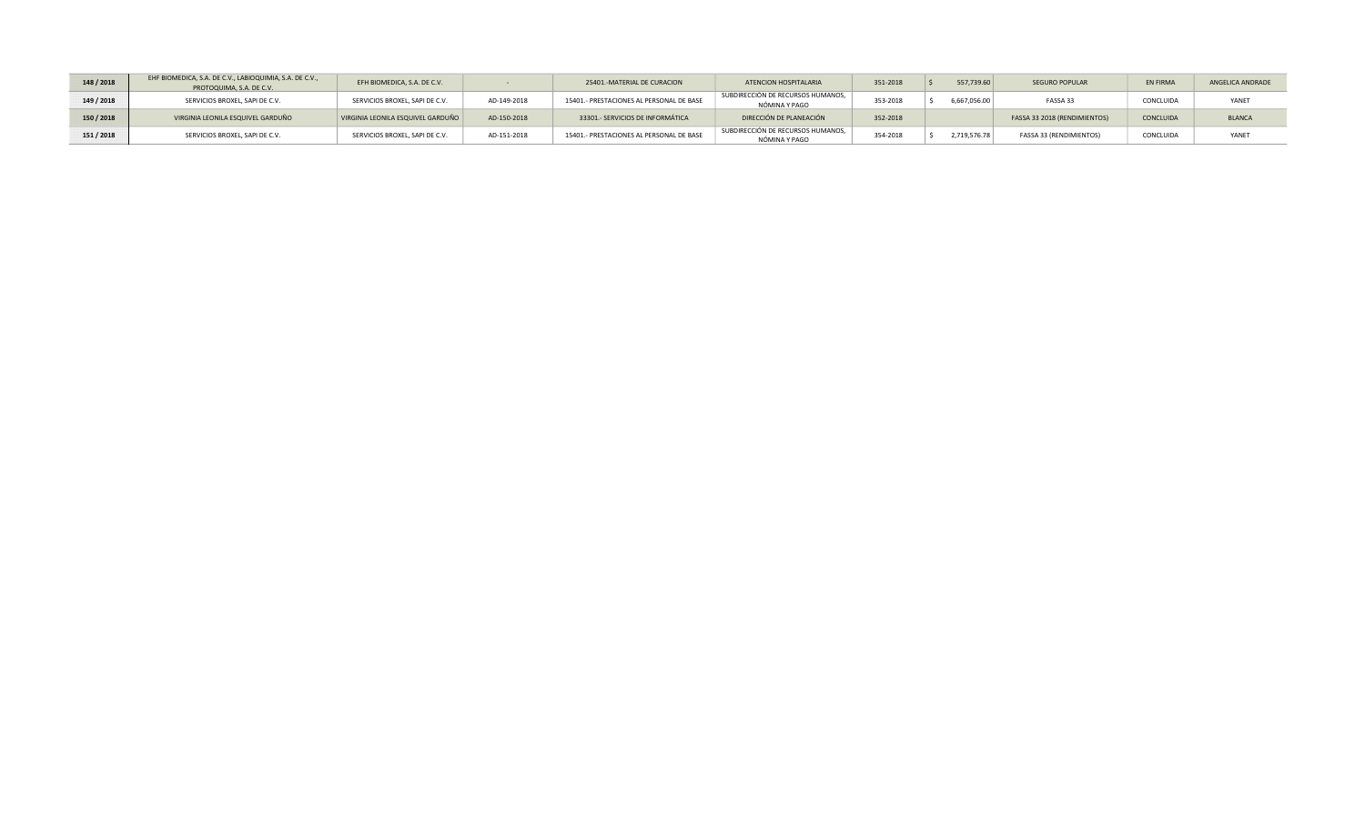| | | | | | | | | | | |
|---|---|---|---|---|---|---|---|---|---|---|
| 148 / 2018 | EHF BIOMEDICA, S.A. DE C.V., LABIOQUIMIA, S.A. DE C.V., PROTOQUIMA, S.A. DE C.V. | EFH BIOMEDICA, S.A. DE C.V. | - | 25401.-MATERIAL DE CURACION | ATENCION HOSPITALARIA | 351-2018 | $ 557,739.60 | SEGURO POPULAR | EN FIRMA | ANGELICA ANDRADE |
| 149 / 2018 | SERVICIOS BROXEL, SAPI DE C.V. | SERVICIOS BROXEL, SAPI DE C.V. | AD-149-2018 | 15401.- PRESTACIONES AL PERSONAL DE BASE | SUBDIRECCIÓN DE RECURSOS HUMANOS, NÓMINA Y PAGO | 353-2018 | $ 6,667,056.00 | FASSA 33 | CONCLUIDA | YANET |
| 150 / 2018 | VIRGINIA LEONILA ESQUIVEL GARDUÑO | VIRGINIA LEONILA ESQUIVEL GARDUÑO | AD-150-2018 | 33301.- SERVICIOS DE INFORMÁTICA | DIRECCIÓN DE PLANEACIÓN | 352-2018 | | FASSA 33 2018 (RENDIMIENTOS) | CONCLUIDA | BLANCA |
| 151 / 2018 | SERVICIOS BROXEL, SAPI DE C.V. | SERVICIOS BROXEL, SAPI DE C.V. | AD-151-2018 | 15401.- PRESTACIONES AL PERSONAL DE BASE | SUBDIRECCIÓN DE RECURSOS HUMANOS, NÓMINA Y PAGO | 354-2018 | $ 2,719,576.78 | FASSA 33 (RENDIMIENTOS) | CONCLUIDA | YANET |